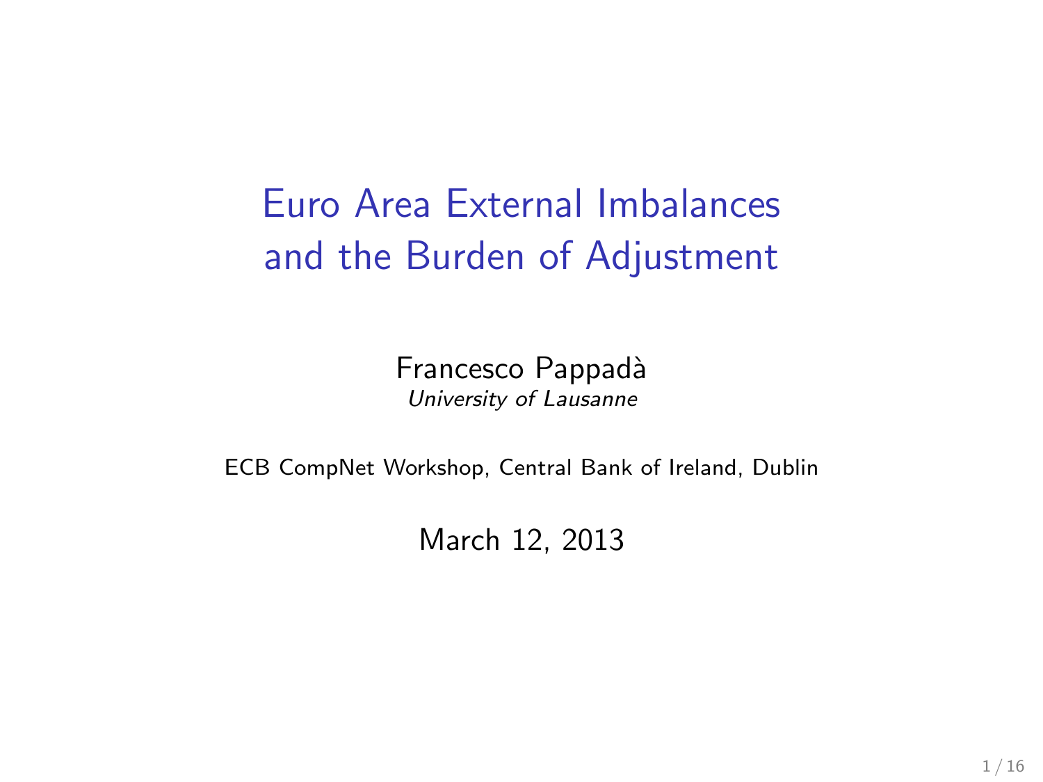# Euro Area External Imbalances and the Burden of Adjustment

Francesco Pappadà

*University of Lausanne*

ECB CompNet Workshop, Central Bank of Ireland, Dublin

March 12, 2013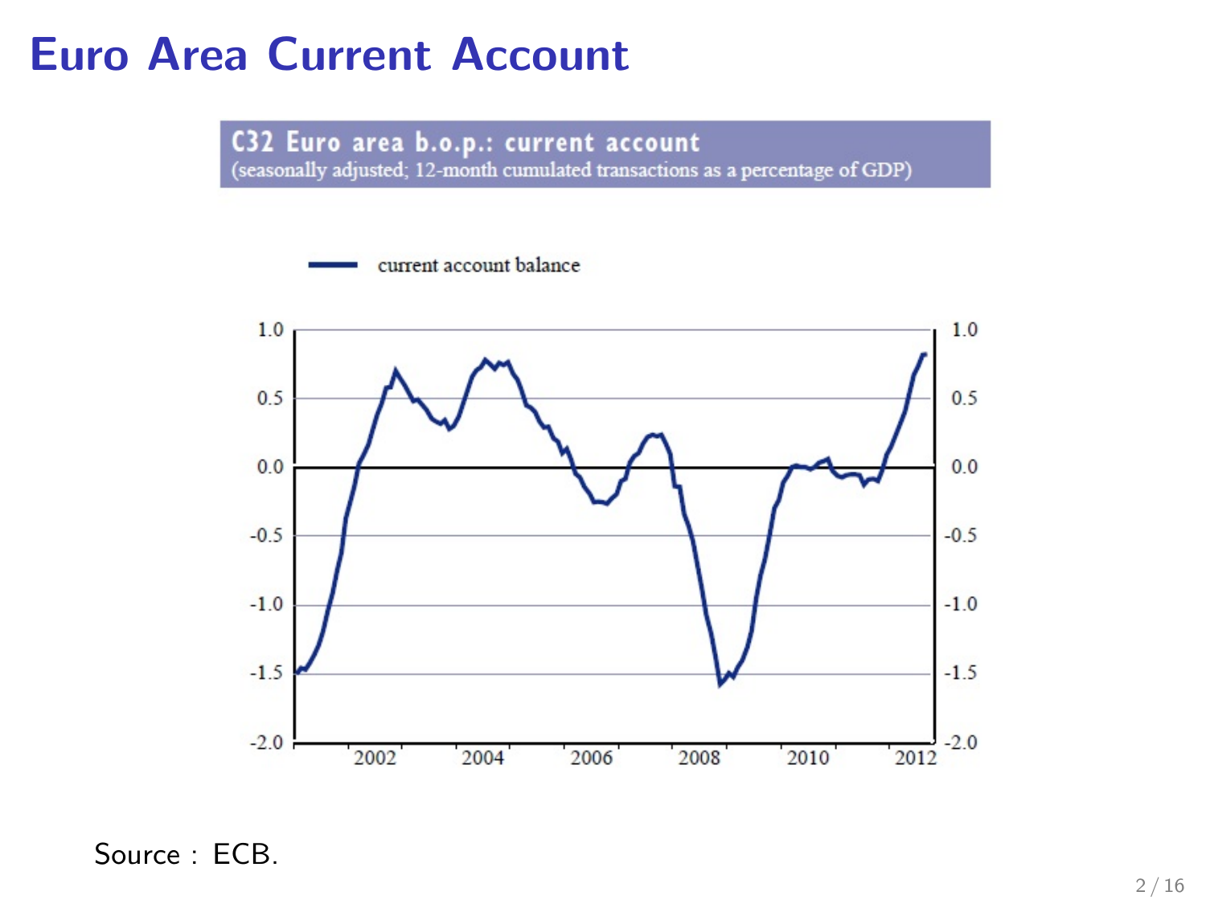# Euro Area Current Account

**C32 Euro area b.o.p.: current account**
(seasonally adjusted; 12-month cumulated transactions as a percentage of GDP)

Source : ECB.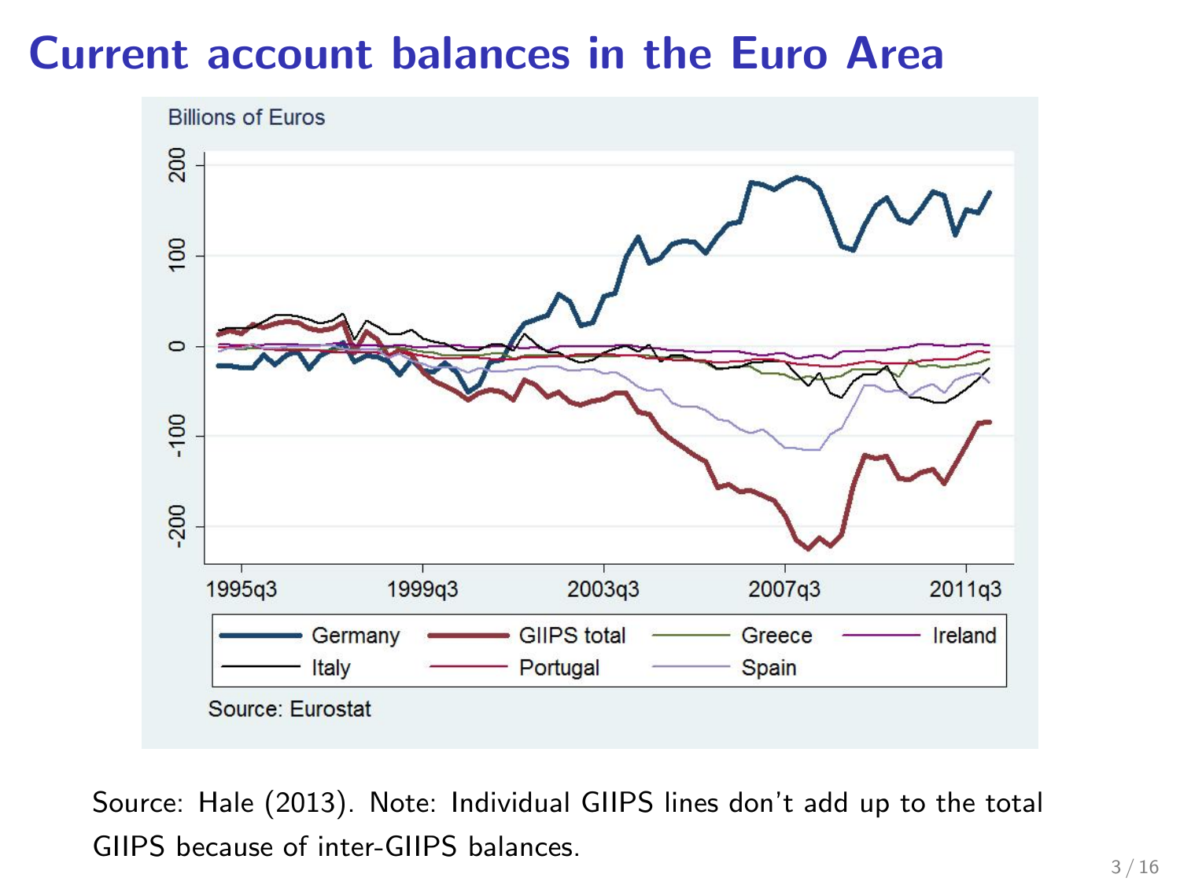# Current account balances in the Euro Area

Billions of Euros

Source: Eurostat

Source: Hale (2013). Note: Individual GIIPS lines don't add up to the total GIIPS because of inter-GIIPS balances.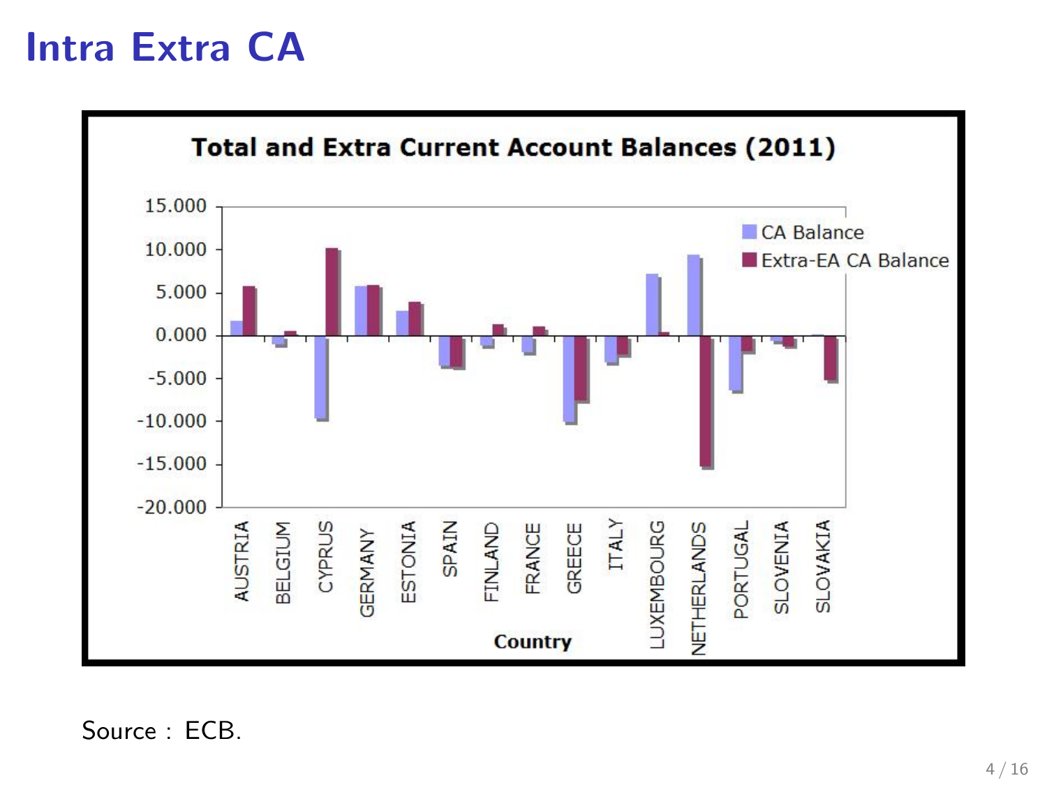# Intra Extra CA

**Total and Extra Current Account Balances (2011)**

Legend: CA Balance; Extra-EA CA Balance

Y-axis: 15.000, 10.000, 5.000, 0.000, -5.000, -10.000, -15.000, -20.000

Country: AUSTRIA, BELGIUM, CYPRUS, GERMANY, ESTONIA, SPAIN, FINLAND, FRANCE, GREECE, ITALY, LUXEMBOURG, NETHERLANDS, PORTUGAL, SLOVENIA, SLOVAKIA

Source : ECB.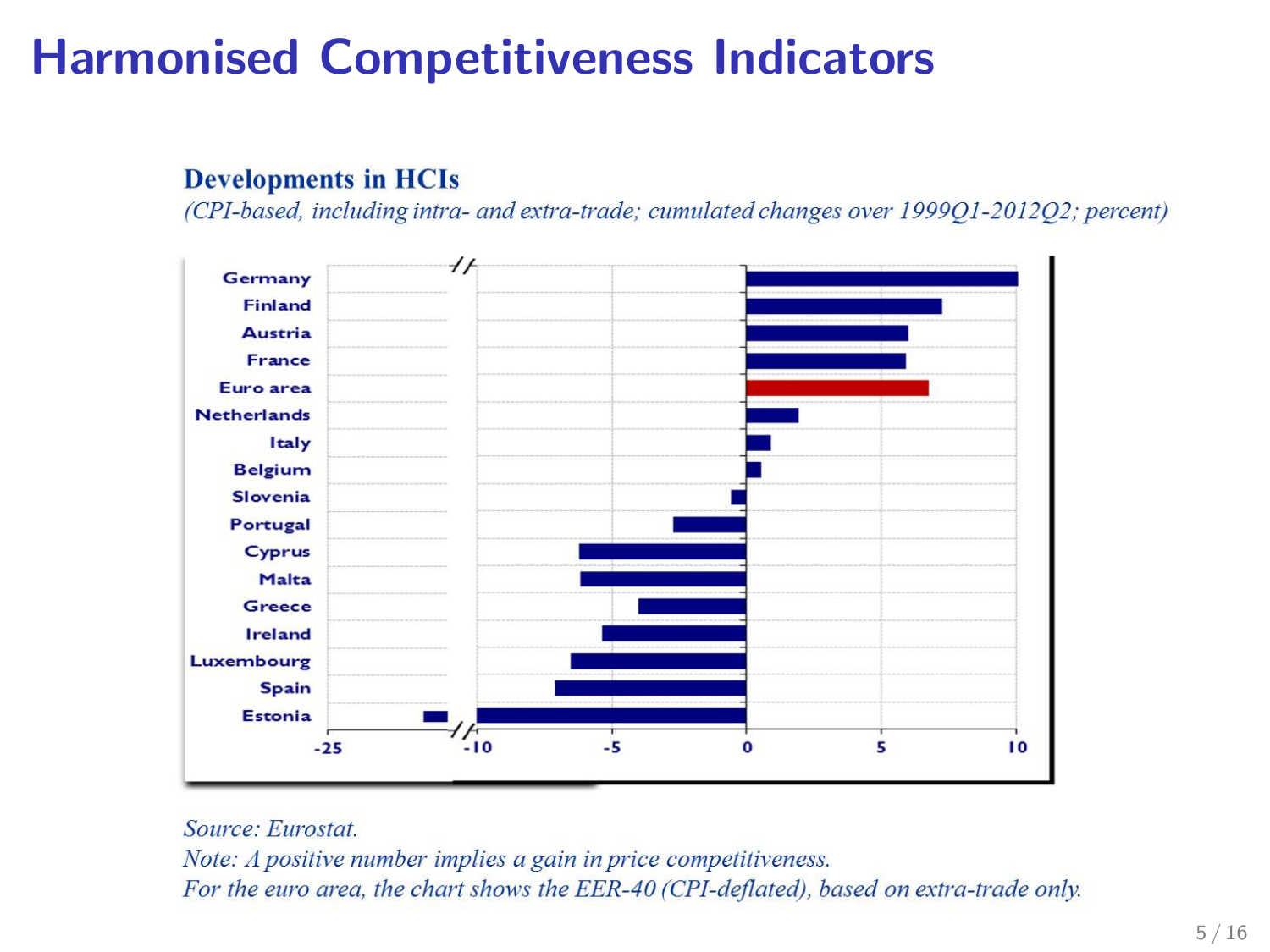# Harmonised Competitiveness Indicators

**Developments in HCIs**

*(CPI-based, including intra- and extra-trade; cumulated changes over 1999Q1-2012Q2; percent)*

Germany
Finland
Austria
France
Euro area
Netherlands
Italy
Belgium
Slovenia
Portugal
Cyprus
Malta
Greece
Ireland
Luxembourg
Spain
Estonia

-25 -10 -5 0 5 10

*Source: Eurostat.*
*Note: A positive number implies a gain in price competitiveness.*
*For the euro area, the chart shows the EER-40 (CPI-deflated), based on extra-trade only.*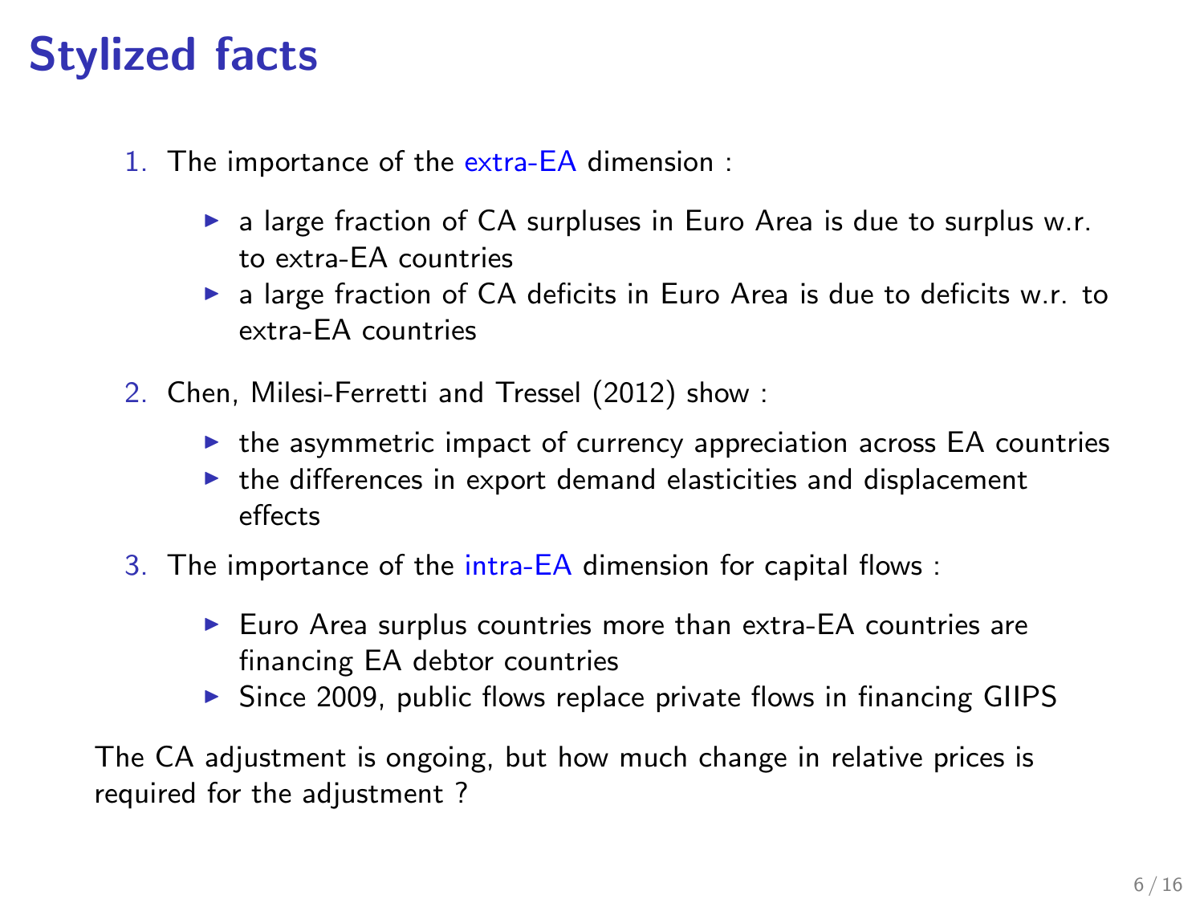# Stylized facts

1. The importance of the extra-EA dimension :
   - a large fraction of CA surpluses in Euro Area is due to surplus w.r. to extra-EA countries
   - a large fraction of CA deficits in Euro Area is due to deficits w.r. to extra-EA countries
2. Chen, Milesi-Ferretti and Tressel (2012) show :
   - the asymmetric impact of currency appreciation across EA countries
   - the differences in export demand elasticities and displacement effects
3. The importance of the intra-EA dimension for capital flows :
   - Euro Area surplus countries more than extra-EA countries are financing EA debtor countries
   - Since 2009, public flows replace private flows in financing GIIPS

The CA adjustment is ongoing, but how much change in relative prices is required for the adjustment ?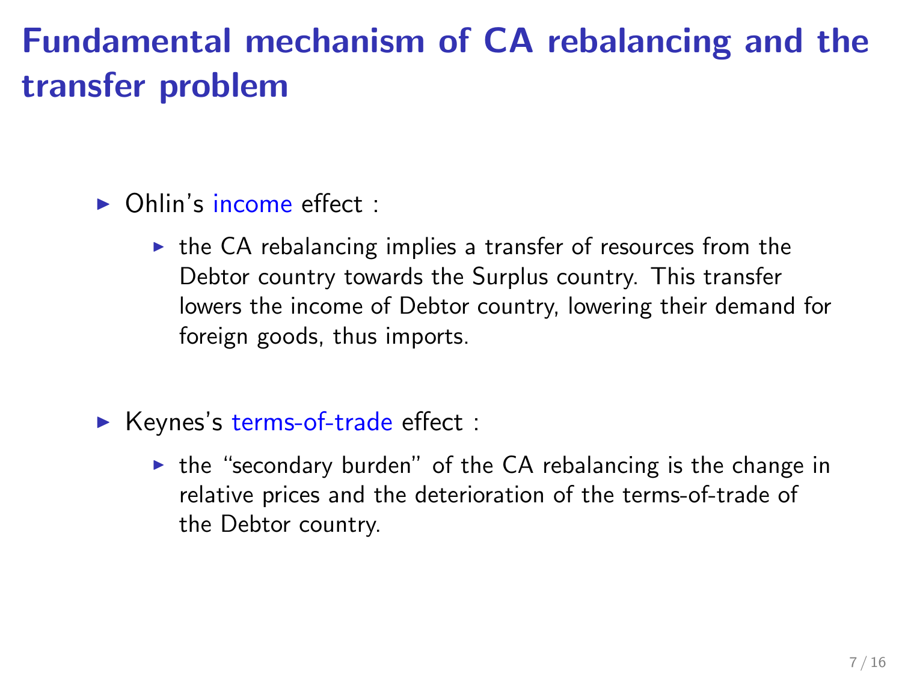# Fundamental mechanism of CA rebalancing and the transfer problem

- Ohlin's income effect :
  - the CA rebalancing implies a transfer of resources from the Debtor country towards the Surplus country. This transfer lowers the income of Debtor country, lowering their demand for foreign goods, thus imports.

- Keynes's terms-of-trade effect :
  - the "secondary burden" of the CA rebalancing is the change in relative prices and the deterioration of the terms-of-trade of the Debtor country.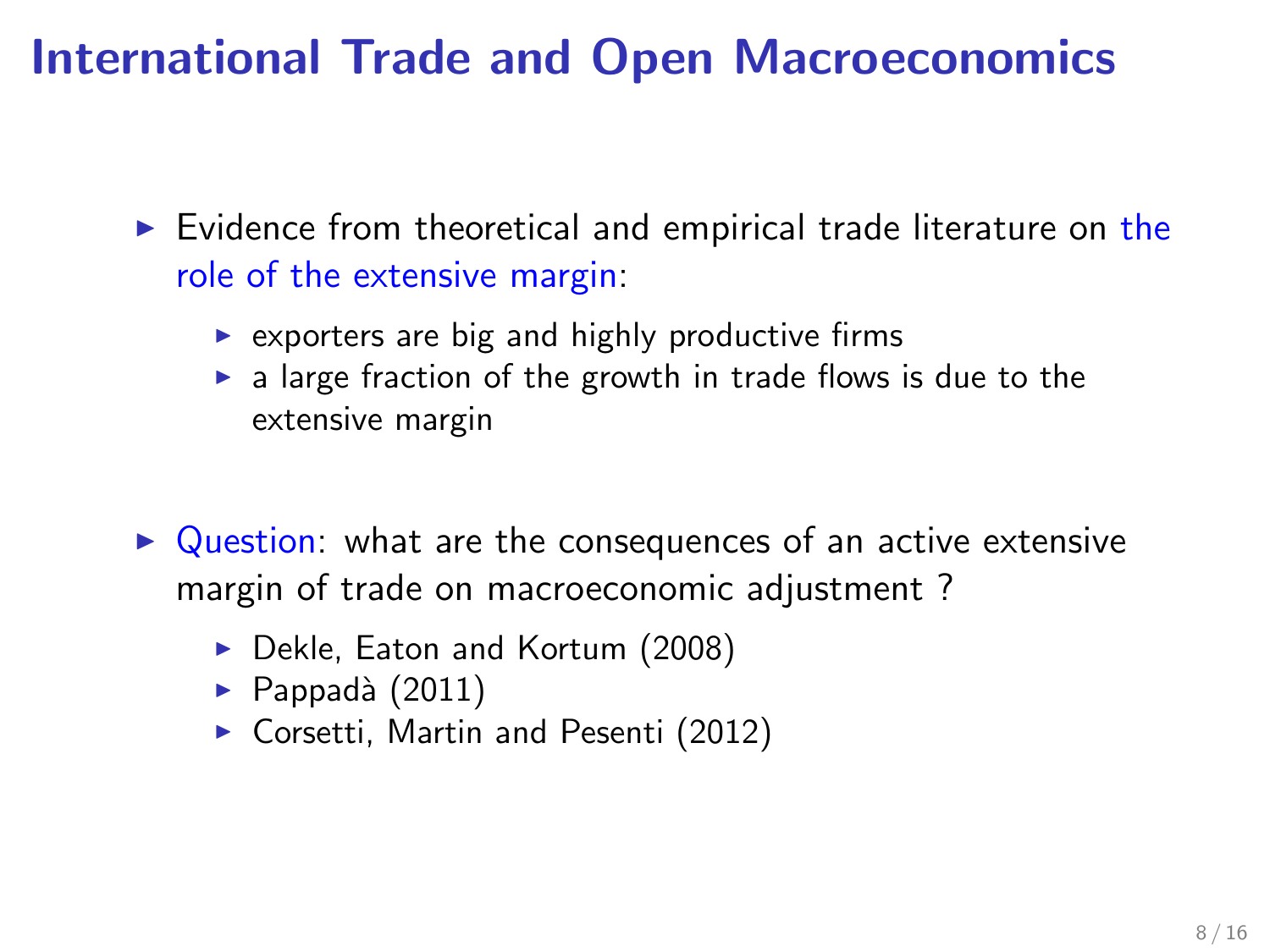# International Trade and Open Macroeconomics

- Evidence from theoretical and empirical trade literature on the role of the extensive margin:
  - exporters are big and highly productive firms
  - a large fraction of the growth in trade flows is due to the extensive margin

- Question: what are the consequences of an active extensive margin of trade on macroeconomic adjustment ?
  - Dekle, Eaton and Kortum (2008)
  - Pappadà (2011)
  - Corsetti, Martin and Pesenti (2012)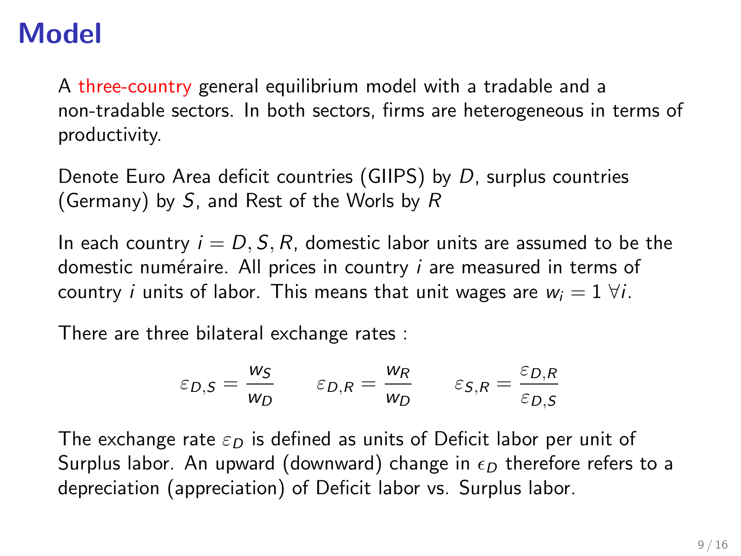# Model

A three-country general equilibrium model with a tradable and a non-tradable sectors. In both sectors, firms are heterogeneous in terms of productivity.

Denote Euro Area deficit countries (GIIPS) by $D$, surplus countries (Germany) by $S$, and Rest of the Worls by $R$

In each country $i = D, S, R$, domestic labor units are assumed to be the domestic numéraire. All prices in country $i$ are measured in terms of country $i$ units of labor. This means that unit wages are $w_i = 1 \; \forall i$.

There are three bilateral exchange rates :

$$\varepsilon_{D,S} = \frac{w_S}{w_D} \qquad \varepsilon_{D,R} = \frac{w_R}{w_D} \qquad \varepsilon_{S,R} = \frac{\varepsilon_{D,R}}{\varepsilon_{D,S}}$$

The exchange rate $\varepsilon_D$ is defined as units of Deficit labor per unit of Surplus labor. An upward (downward) change in $\epsilon_D$ therefore refers to a depreciation (appreciation) of Deficit labor vs. Surplus labor.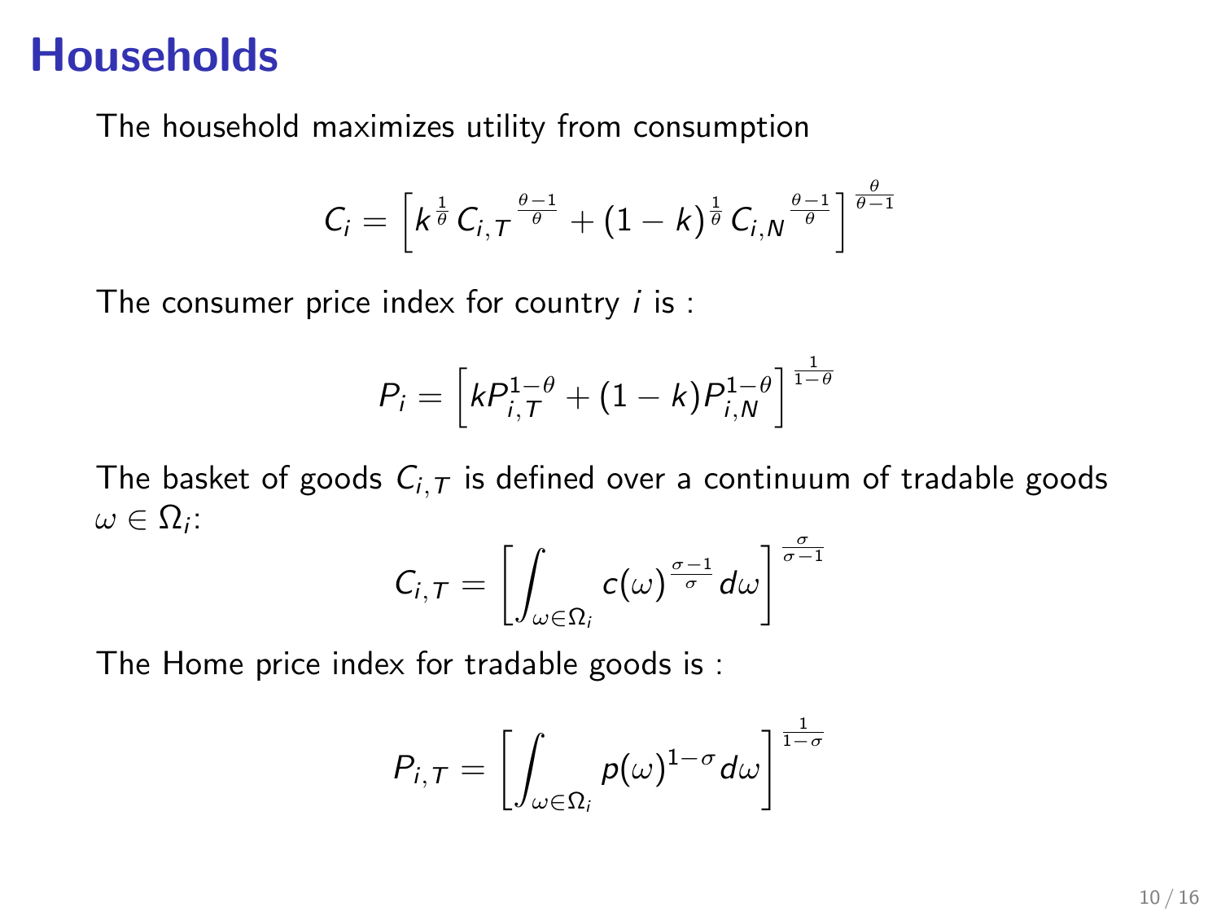# Households

The household maximizes utility from consumption

$$C_i = \left[ k^{\frac{1}{\theta}} C_{i,T}^{\frac{\theta-1}{\theta}} + (1-k)^{\frac{1}{\theta}} C_{i,N}^{\frac{\theta-1}{\theta}} \right]^{\frac{\theta}{\theta-1}}$$

The consumer price index for country $i$ is :

$$P_i = \left[ k P_{i,T}^{1-\theta} + (1-k) P_{i,N}^{1-\theta} \right]^{\frac{1}{1-\theta}}$$

The basket of goods $C_{i,T}$ is defined over a continuum of tradable goods $\omega \in \Omega_i$:

$$C_{i,T} = \left[ \int_{\omega \in \Omega_i} c(\omega)^{\frac{\sigma-1}{\sigma}} d\omega \right]^{\frac{\sigma}{\sigma-1}}$$

The Home price index for tradable goods is :

$$P_{i,T} = \left[ \int_{\omega \in \Omega_i} p(\omega)^{1-\sigma} d\omega \right]^{\frac{1}{1-\sigma}}$$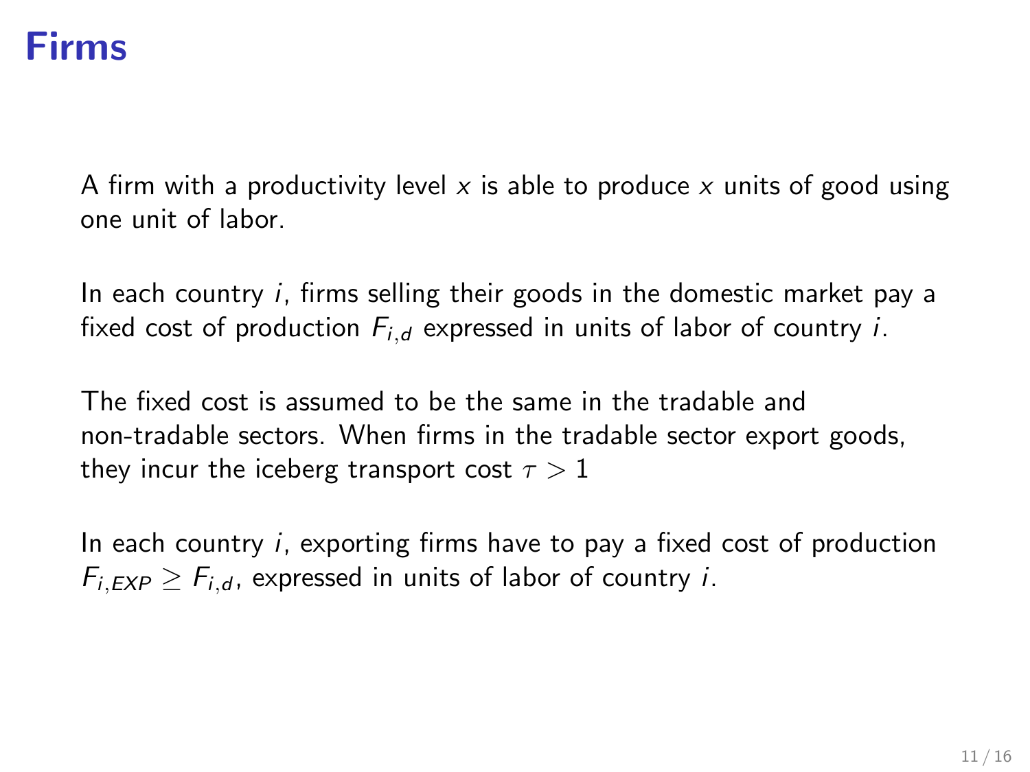# Firms

A firm with a productivity level $x$ is able to produce $x$ units of good using one unit of labor.

In each country $i$, firms selling their goods in the domestic market pay a fixed cost of production $F_{i,d}$ expressed in units of labor of country $i$.

The fixed cost is assumed to be the same in the tradable and non-tradable sectors. When firms in the tradable sector export goods, they incur the iceberg transport cost $\tau > 1$

In each country $i$, exporting firms have to pay a fixed cost of production $F_{i,EXP} \geq F_{i,d}$, expressed in units of labor of country $i$.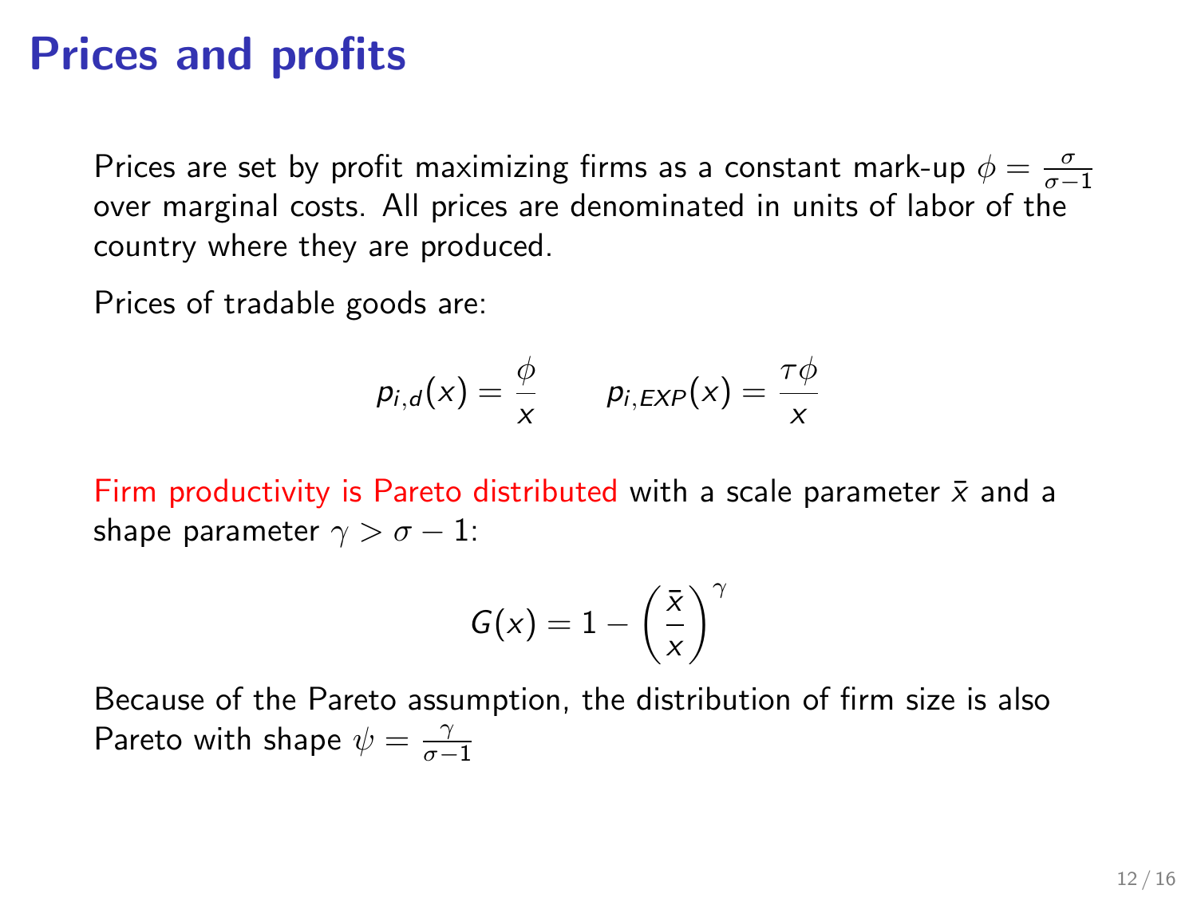# Prices and profits

Prices are set by profit maximizing firms as a constant mark-up $\phi = \frac{\sigma}{\sigma-1}$ over marginal costs. All prices are denominated in units of labor of the country where they are produced.

Prices of tradable goods are:

$$p_{i,d}(x) = \frac{\phi}{x} \qquad p_{i,EXP}(x) = \frac{\tau\phi}{x}$$

Firm productivity is Pareto distributed with a scale parameter $\bar{x}$ and a shape parameter $\gamma > \sigma - 1$:

$$G(x) = 1 - \left(\frac{\bar{x}}{x}\right)^{\gamma}$$

Because of the Pareto assumption, the distribution of firm size is also Pareto with shape $\psi = \frac{\gamma}{\sigma-1}$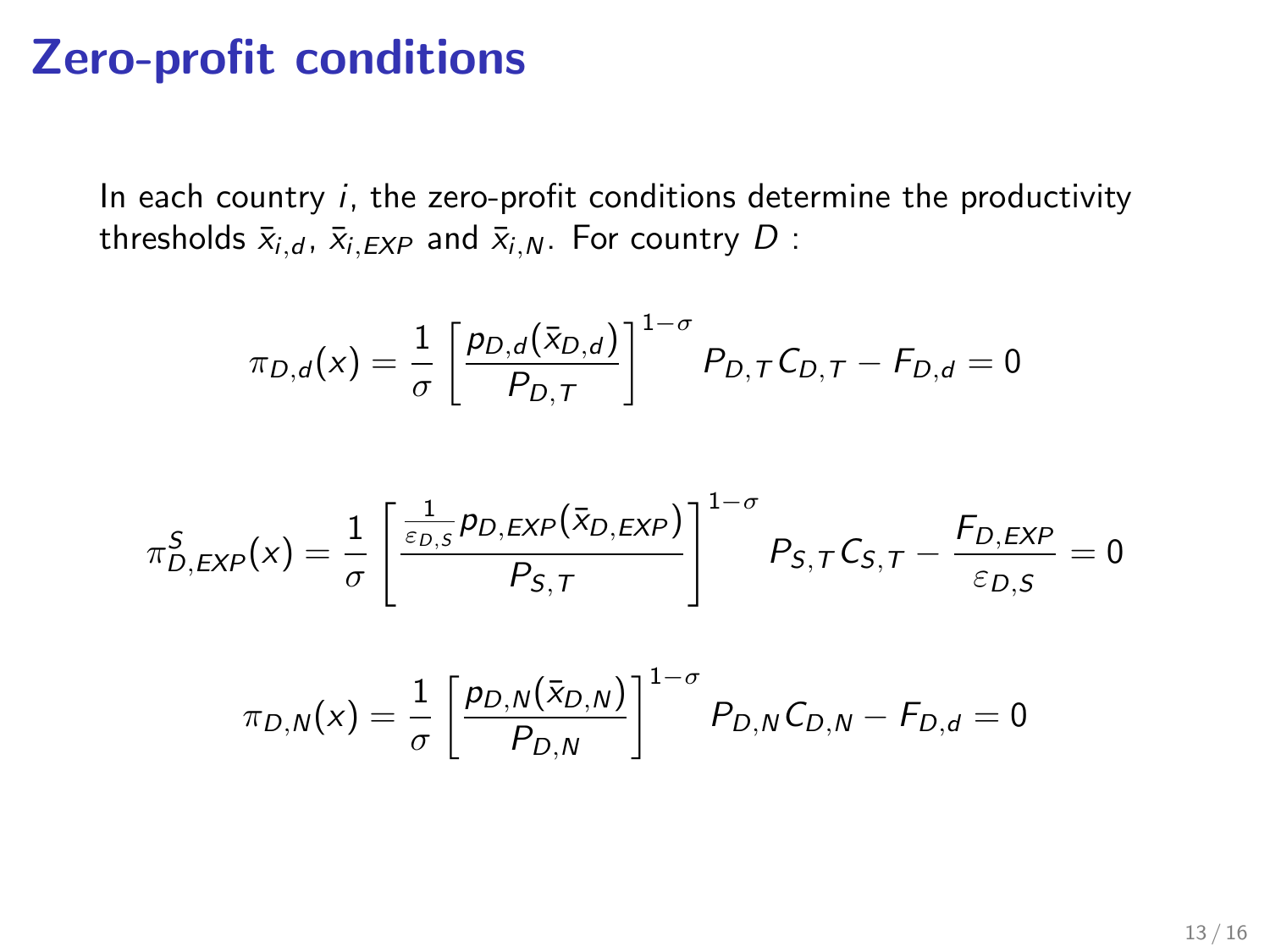# Zero-profit conditions

In each country $i$, the zero-profit conditions determine the productivity thresholds $\bar{x}_{i,d}$, $\bar{x}_{i,EXP}$ and $\bar{x}_{i,N}$. For country $D$ :

$$\pi_{D,d}(x) = \frac{1}{\sigma} \left[ \frac{p_{D,d}(\bar{x}_{D,d})}{P_{D,T}} \right]^{1-\sigma} P_{D,T} C_{D,T} - F_{D,d} = 0$$

$$\pi^{S}_{D,EXP}(x) = \frac{1}{\sigma} \left[ \frac{\frac{1}{\varepsilon_{D,S}} p_{D,EXP}(\bar{x}_{D,EXP})}{P_{S,T}} \right]^{1-\sigma} P_{S,T} C_{S,T} - \frac{F_{D,EXP}}{\varepsilon_{D,S}} = 0$$

$$\pi_{D,N}(x) = \frac{1}{\sigma} \left[ \frac{p_{D,N}(\bar{x}_{D,N})}{P_{D,N}} \right]^{1-\sigma} P_{D,N} C_{D,N} - F_{D,d} = 0$$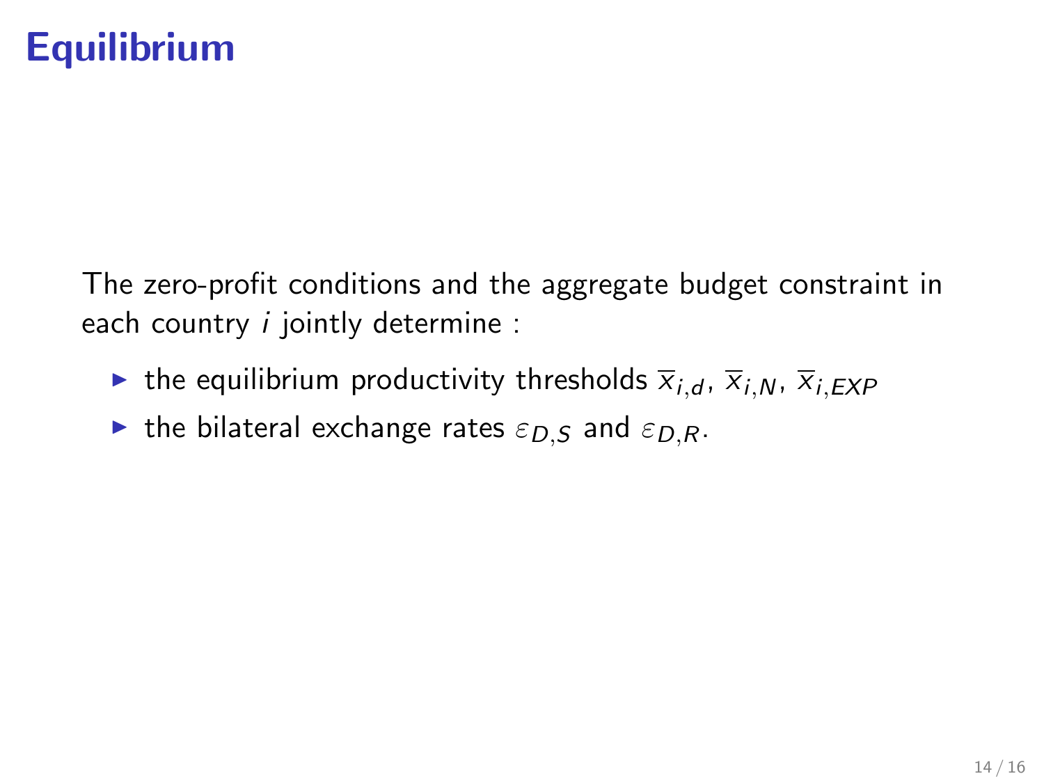# Equilibrium

The zero-profit conditions and the aggregate budget constraint in each country $i$ jointly determine :

- the equilibrium productivity thresholds $\overline{x}_{i,d}$, $\overline{x}_{i,N}$, $\overline{x}_{i,EXP}$
- the bilateral exchange rates $\varepsilon_{D,S}$ and $\varepsilon_{D,R}$.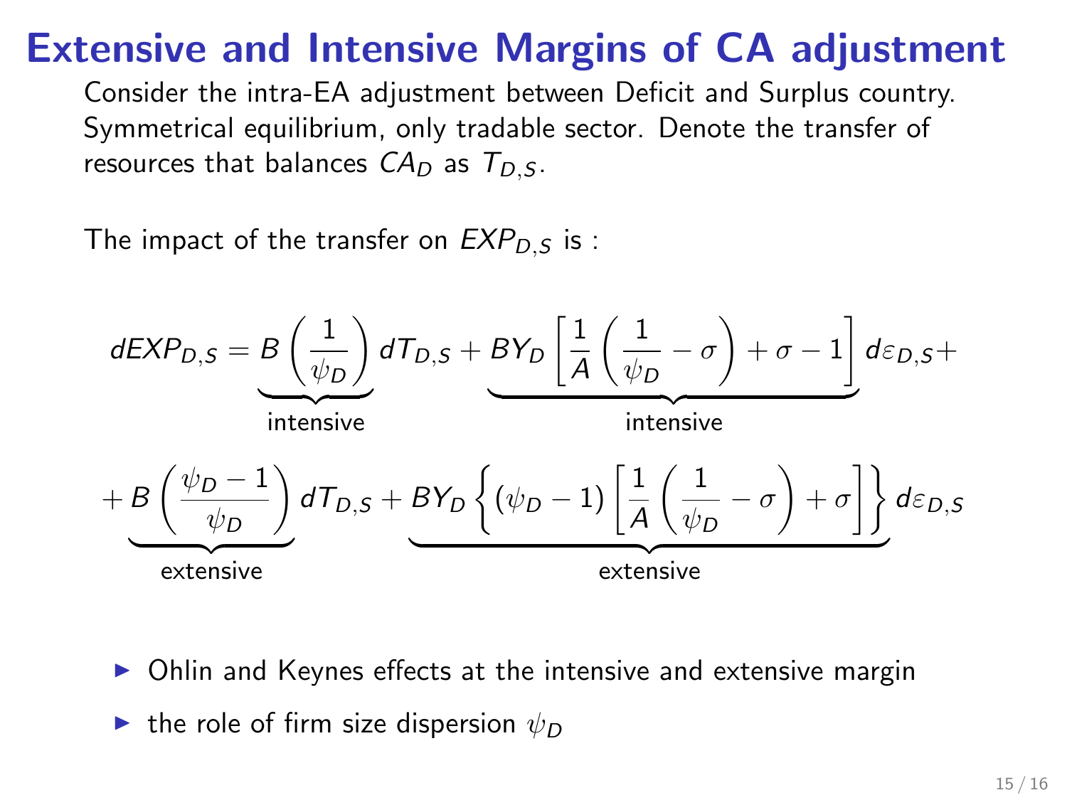# Extensive and Intensive Margins of CA adjustment

Consider the intra-EA adjustment between Deficit and Surplus country. Symmetrical equilibrium, only tradable sector. Denote the transfer of resources that balances $CA_D$ as $T_{D,S}$.

The impact of the transfer on $EXP_{D,S}$ is :

$$
dEXP_{D,S} = \underbrace{B\left(\frac{1}{\psi_D}\right)}_{\text{intensive}} dT_{D,S} + \underbrace{BY_D\left[\frac{1}{A}\left(\frac{1}{\psi_D} - \sigma\right) + \sigma - 1\right]}_{\text{intensive}} d\varepsilon_{D,S} +
$$

$$
+ \underbrace{B\left(\frac{\psi_D - 1}{\psi_D}\right)}_{\text{extensive}} dT_{D,S} + \underbrace{BY_D\left\{(\psi_D - 1)\left[\frac{1}{A}\left(\frac{1}{\psi_D} - \sigma\right) + \sigma\right]\right\}}_{\text{extensive}} d\varepsilon_{D,S}
$$

- Ohlin and Keynes effects at the intensive and extensive margin
- the role of firm size dispersion $\psi_D$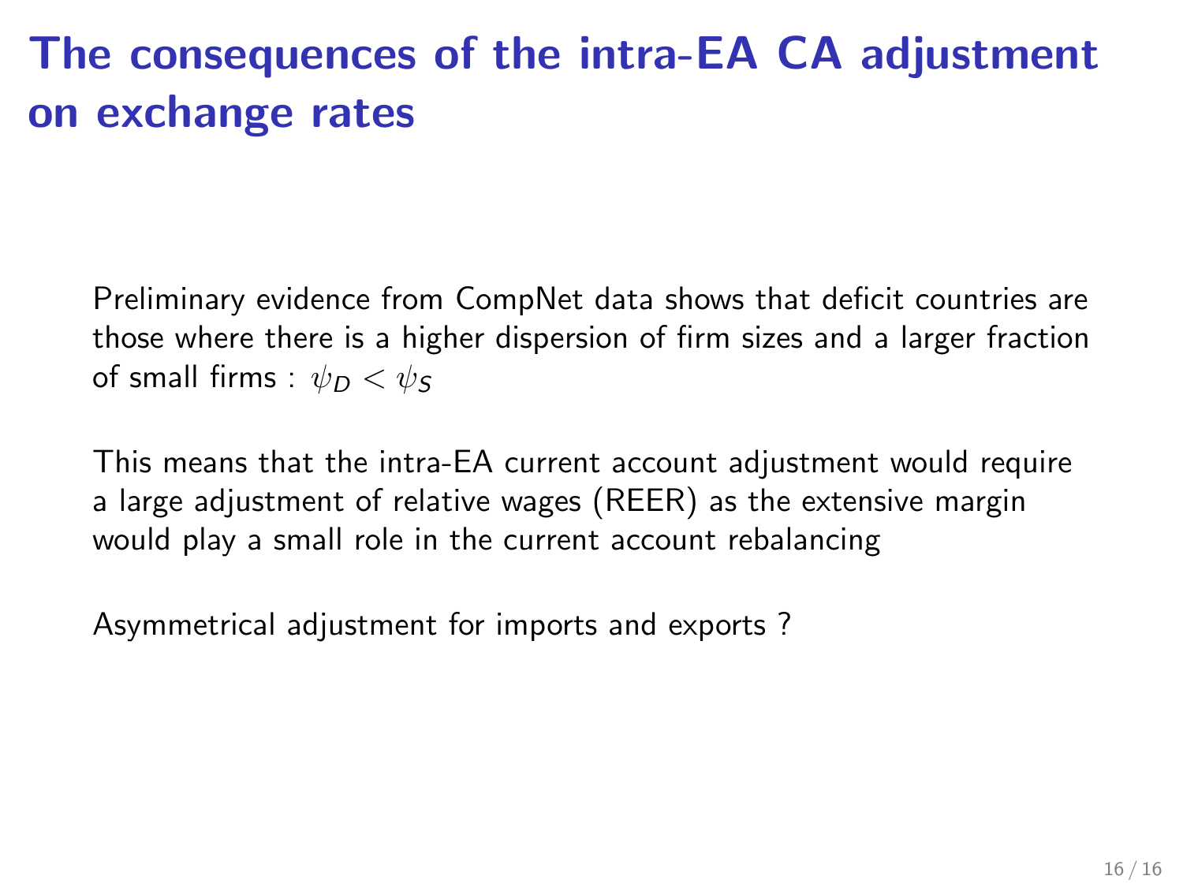# The consequences of the intra-EA CA adjustment on exchange rates

Preliminary evidence from CompNet data shows that deficit countries are those where there is a higher dispersion of firm sizes and a larger fraction of small firms : $\psi_D < \psi_S$

This means that the intra-EA current account adjustment would require a large adjustment of relative wages (REER) as the extensive margin would play a small role in the current account rebalancing

Asymmetrical adjustment for imports and exports ?